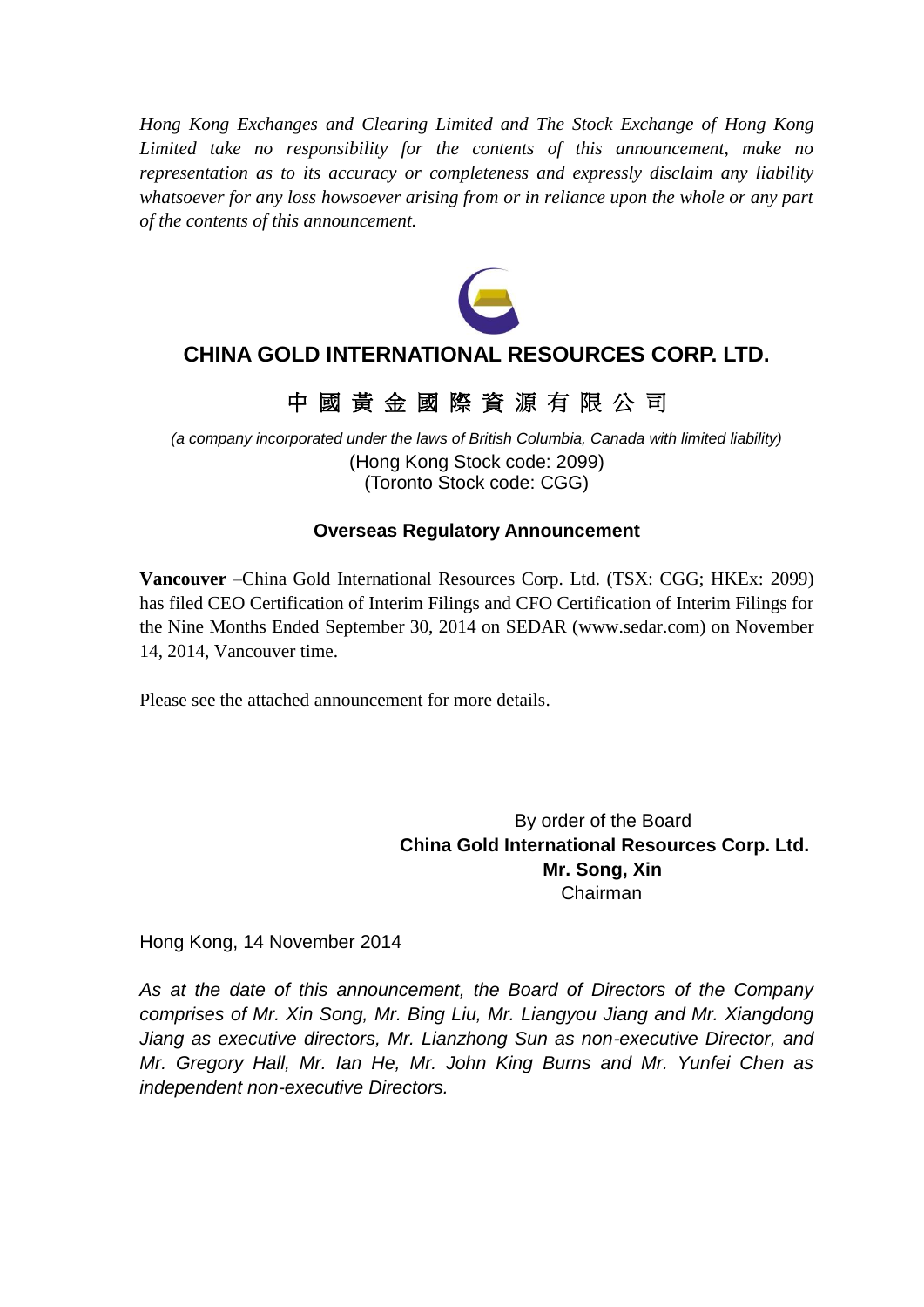*Hong Kong Exchanges and Clearing Limited and The Stock Exchange of Hong Kong Limited take no responsibility for the contents of this announcement, make no representation as to its accuracy or completeness and expressly disclaim any liability whatsoever for any loss howsoever arising from or in reliance upon the whole or any part of the contents of this announcement.*

# CHINA GOLD INTERNATIONAL RESOURCES CORP. LTD.

# 中 國 黃 金 國 際 資 源 有 限 公 司

*(a company incorporated under the laws of British Columbia, Canada with limited liability)*

(Hong Kong Stock code: 2099)
(Toronto Stock code: CGG)

**Overseas Regulatory Announcement**

**Vancouver** –China Gold International Resources Corp. Ltd. (TSX: CGG; HKEx: 2099) has filed CEO Certification of Interim Filings and CFO Certification of Interim Filings for the Nine Months Ended September 30, 2014 on SEDAR (www.sedar.com) on November 14, 2014, Vancouver time.

Please see the attached announcement for more details.

By order of the Board
**China Gold International Resources Corp. Ltd.**
**Mr. Song, Xin**
Chairman

Hong Kong, 14 November 2014

*As at the date of this announcement, the Board of Directors of the Company comprises of Mr. Xin Song, Mr. Bing Liu, Mr. Liangyou Jiang and Mr. Xiangdong Jiang as executive directors, Mr. Lianzhong Sun as non-executive Director, and Mr. Gregory Hall, Mr. Ian He, Mr. John King Burns and Mr. Yunfei Chen as independent non-executive Directors.*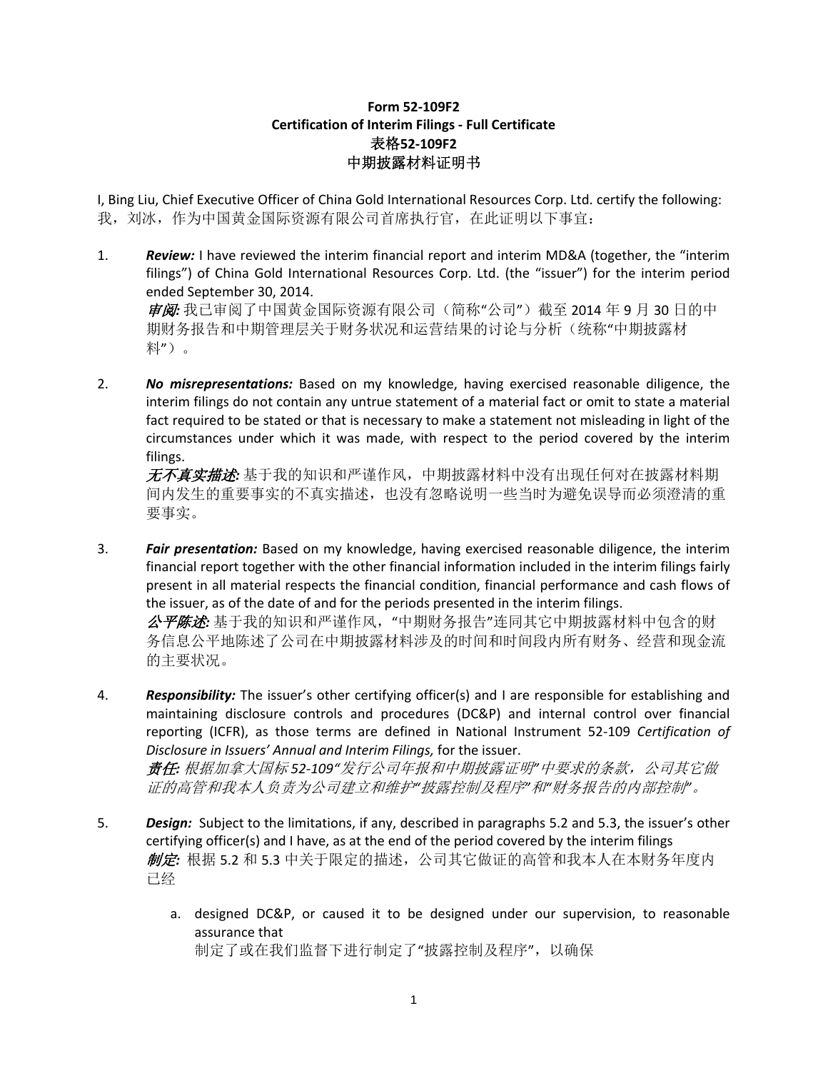**Form 52-109F2**
**Certification of Interim Filings - Full Certificate**
**表格52-109F2**
**中期披露材料证明书**

I, Bing Liu, Chief Executive Officer of China Gold International Resources Corp. Ltd. certify the following:
我，刘冰，作为中国黄金国际资源有限公司首席执行官，在此证明以下事宜：

1. ***Review:*** I have reviewed the interim financial report and interim MD&A (together, the "interim filings") of China Gold International Resources Corp. Ltd. (the "issuer") for the interim period ended September 30, 2014.
   ***审阅:*** 我已审阅了中国黄金国际资源有限公司（简称"公司"）截至 2014 年 9 月 30 日的中期财务报告和中期管理层关于财务状况和运营结果的讨论与分析（统称"中期披露材料"）。

2. ***No misrepresentations:*** Based on my knowledge, having exercised reasonable diligence, the interim filings do not contain any untrue statement of a material fact or omit to state a material fact required to be stated or that is necessary to make a statement not misleading in light of the circumstances under which it was made, with respect to the period covered by the interim filings.
   ***无不真实描述:*** 基于我的知识和严谨作风，中期披露材料中没有出现任何对在披露材料期间内发生的重要事实的不真实描述，也没有忽略说明一些当时为避免误导而必须澄清的重要事实。

3. ***Fair presentation:*** Based on my knowledge, having exercised reasonable diligence, the interim financial report together with the other financial information included in the interim filings fairly present in all material respects the financial condition, financial performance and cash flows of the issuer, as of the date of and for the periods presented in the interim filings.
   ***公平陈述:*** 基于我的知识和严谨作风，"中期财务报告"连同其它中期披露材料中包含的财务信息公平地陈述了公司在中期披露材料涉及的时间和时间段内所有财务、经营和现金流的主要状况。

4. ***Responsibility:*** The issuer's other certifying officer(s) and I are responsible for establishing and maintaining disclosure controls and procedures (DC&P) and internal control over financial reporting (ICFR), as those terms are defined in National Instrument 52-109 *Certification of Disclosure in Issuers' Annual and Interim Filings,* for the issuer.
   ***责任:*** *根据加拿大国标52-109"发行公司年报和中期披露证明"中要求的条款，公司其它做证的高管和我本人负责为公司建立和维护"披露控制及程序"和"财务报告的内部控制"。*

5. ***Design:*** Subject to the limitations, if any, described in paragraphs 5.2 and 5.3, the issuer's other certifying officer(s) and I have, as at the end of the period covered by the interim filings
   ***制定:*** 根据 5.2 和 5.3 中关于限定的描述，公司其它做证的高管和我本人在本财务年度内已经

   a. designed DC&P, or caused it to be designed under our supervision, to reasonable assurance that
      制定了或在我们监督下进行制定了"披露控制及程序"，以确保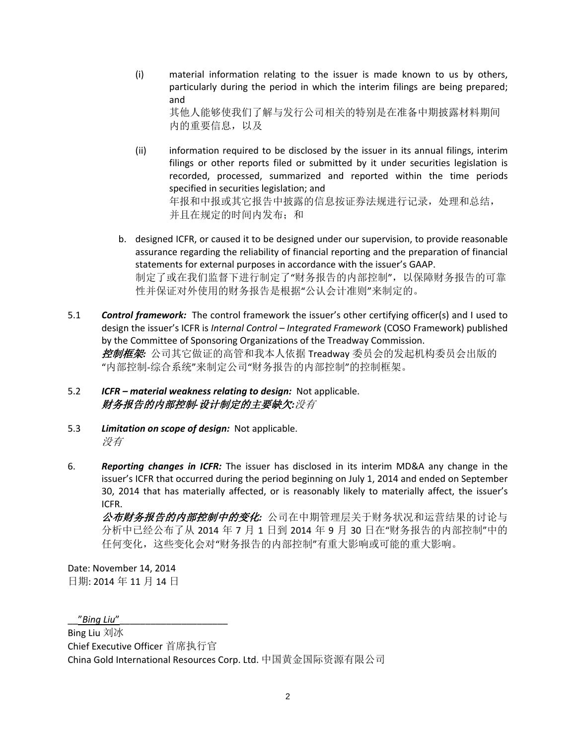(i) material information relating to the issuer is made known to us by others, particularly during the period in which the interim filings are being prepared; and
其他人能够使我们了解与发行公司相关的特别是在准备中期披露材料期间内的重要信息，以及

(ii) information required to be disclosed by the issuer in its annual filings, interim filings or other reports filed or submitted by it under securities legislation is recorded, processed, summarized and reported within the time periods specified in securities legislation; and
年报和中报或其它报告中披露的信息按证券法规进行记录，处理和总结，并且在规定的时间内发布；和

b. designed ICFR, or caused it to be designed under our supervision, to provide reasonable assurance regarding the reliability of financial reporting and the preparation of financial statements for external purposes in accordance with the issuer's GAAP.
制定了或在我们监督下进行制定了"财务报告的内部控制"，以保障财务报告的可靠性并保证对外使用的财务报告是根据"公认会计准则"来制定的。

5.1 ***Control framework:*** The control framework the issuer's other certifying officer(s) and I used to design the issuer's ICFR is *Internal Control – Integrated Framework* (COSO Framework) published by the Committee of Sponsoring Organizations of the Treadway Commission.
***控制框架:*** 公司其它做证的高管和我本人依据 Treadway 委员会的发起机构委员会出版的"内部控制-综合系统"来制定公司"财务报告的内部控制"的控制框架。

5.2 ***ICFR – material weakness relating to design:*** Not applicable.
***财务报告的内部控制-设计制定的主要缺欠:*** *没有*

5.3 ***Limitation on scope of design:*** Not applicable.
*没有*

6. ***Reporting changes in ICFR:*** The issuer has disclosed in its interim MD&A any change in the issuer's ICFR that occurred during the period beginning on July 1, 2014 and ended on September 30, 2014 that has materially affected, or is reasonably likely to materially affect, the issuer's ICFR.
***公布财务报告的内部控制中的变化:*** 公司在中期管理层关于财务状况和运营结果的讨论与分析中已经公布了从 2014 年 7 月 1 日到 2014 年 9 月 30 日在"财务报告的内部控制"中的任何变化，这些变化会对"财务报告的内部控制"有重大影响或可能的重大影响。

Date: November 14, 2014
日期: 2014 年 11 月 14 日

"*Bing Liu*"

Bing Liu 刘冰
Chief Executive Officer 首席执行官
China Gold International Resources Corp. Ltd. 中国黄金国际资源有限公司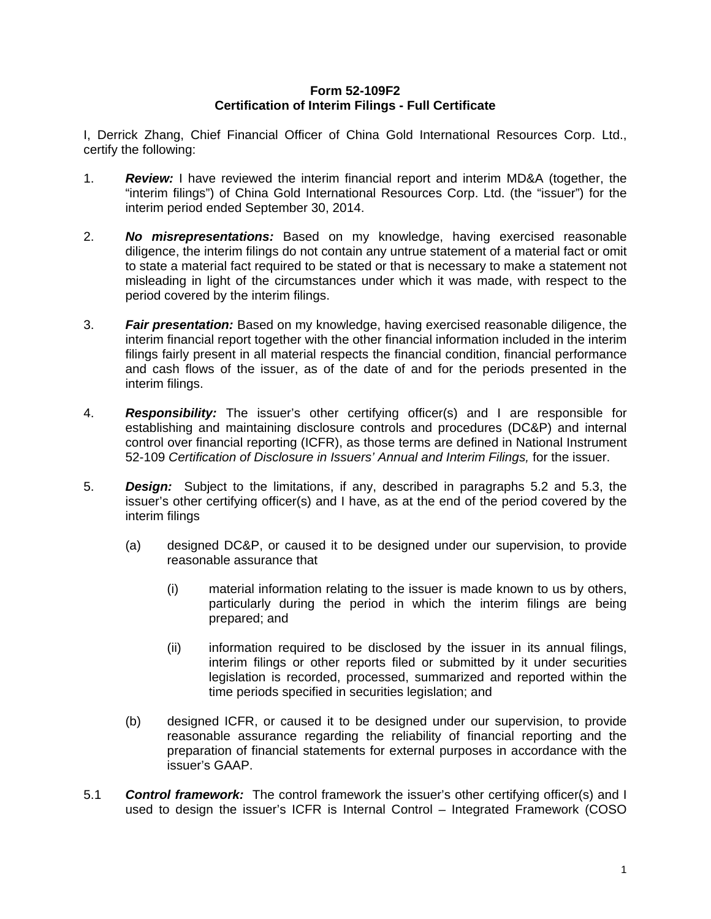**Form 52-109F2**
**Certification of Interim Filings - Full Certificate**

I, Derrick Zhang, Chief Financial Officer of China Gold International Resources Corp. Ltd., certify the following:

1. ***Review:*** I have reviewed the interim financial report and interim MD&A (together, the "interim filings") of China Gold International Resources Corp. Ltd. (the "issuer") for the interim period ended September 30, 2014.

2. ***No misrepresentations:*** Based on my knowledge, having exercised reasonable diligence, the interim filings do not contain any untrue statement of a material fact or omit to state a material fact required to be stated or that is necessary to make a statement not misleading in light of the circumstances under which it was made, with respect to the period covered by the interim filings.

3. ***Fair presentation:*** Based on my knowledge, having exercised reasonable diligence, the interim financial report together with the other financial information included in the interim filings fairly present in all material respects the financial condition, financial performance and cash flows of the issuer, as of the date of and for the periods presented in the interim filings.

4. ***Responsibility:*** The issuer's other certifying officer(s) and I are responsible for establishing and maintaining disclosure controls and procedures (DC&P) and internal control over financial reporting (ICFR), as those terms are defined in National Instrument 52-109 *Certification of Disclosure in Issuers' Annual and Interim Filings,* for the issuer.

5. ***Design:*** Subject to the limitations, if any, described in paragraphs 5.2 and 5.3, the issuer's other certifying officer(s) and I have, as at the end of the period covered by the interim filings

   (a) designed DC&P, or caused it to be designed under our supervision, to provide reasonable assurance that

      (i) material information relating to the issuer is made known to us by others, particularly during the period in which the interim filings are being prepared; and

      (ii) information required to be disclosed by the issuer in its annual filings, interim filings or other reports filed or submitted by it under securities legislation is recorded, processed, summarized and reported within the time periods specified in securities legislation; and

   (b) designed ICFR, or caused it to be designed under our supervision, to provide reasonable assurance regarding the reliability of financial reporting and the preparation of financial statements for external purposes in accordance with the issuer's GAAP.

5.1 ***Control framework:*** The control framework the issuer's other certifying officer(s) and I used to design the issuer's ICFR is Internal Control – Integrated Framework (COSO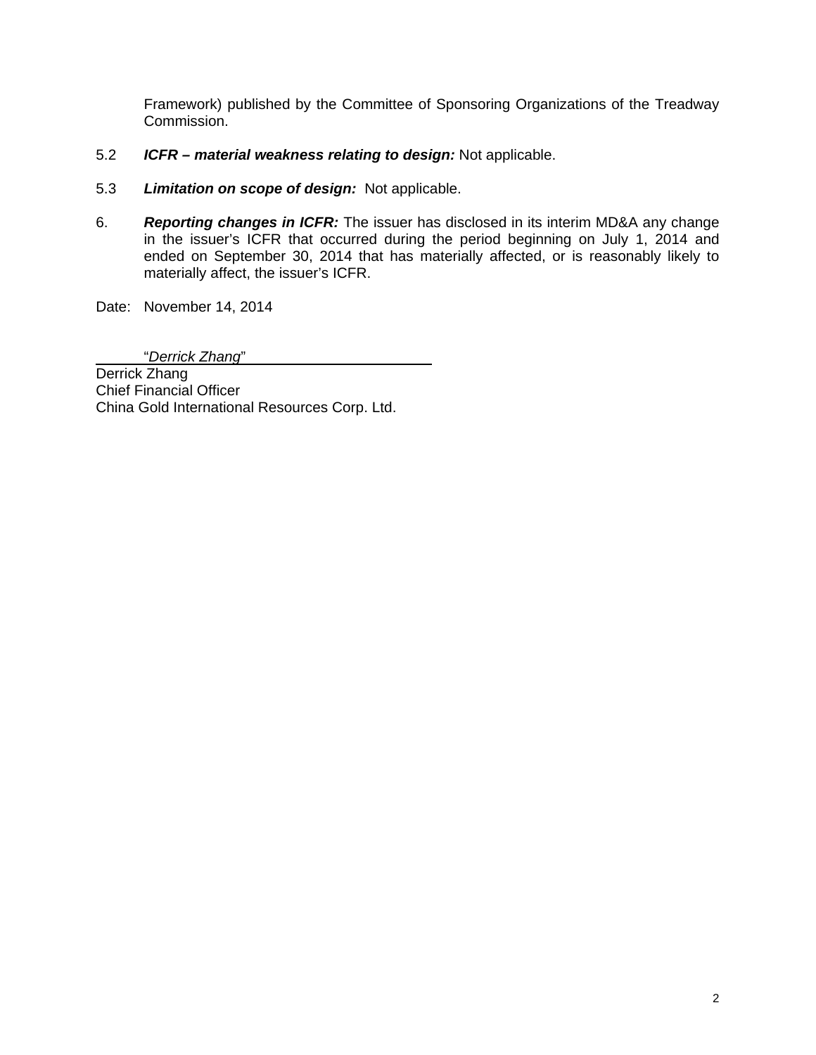Framework) published by the Committee of Sponsoring Organizations of the Treadway Commission.

5.2 ***ICFR – material weakness relating to design:*** Not applicable.

5.3 ***Limitation on scope of design:*** Not applicable.

6. ***Reporting changes in ICFR:*** The issuer has disclosed in its interim MD&A any change in the issuer's ICFR that occurred during the period beginning on July 1, 2014 and ended on September 30, 2014 that has materially affected, or is reasonably likely to materially affect, the issuer's ICFR.

Date: November 14, 2014

"*Derrick Zhang*"

Derrick Zhang
Chief Financial Officer
China Gold International Resources Corp. Ltd.